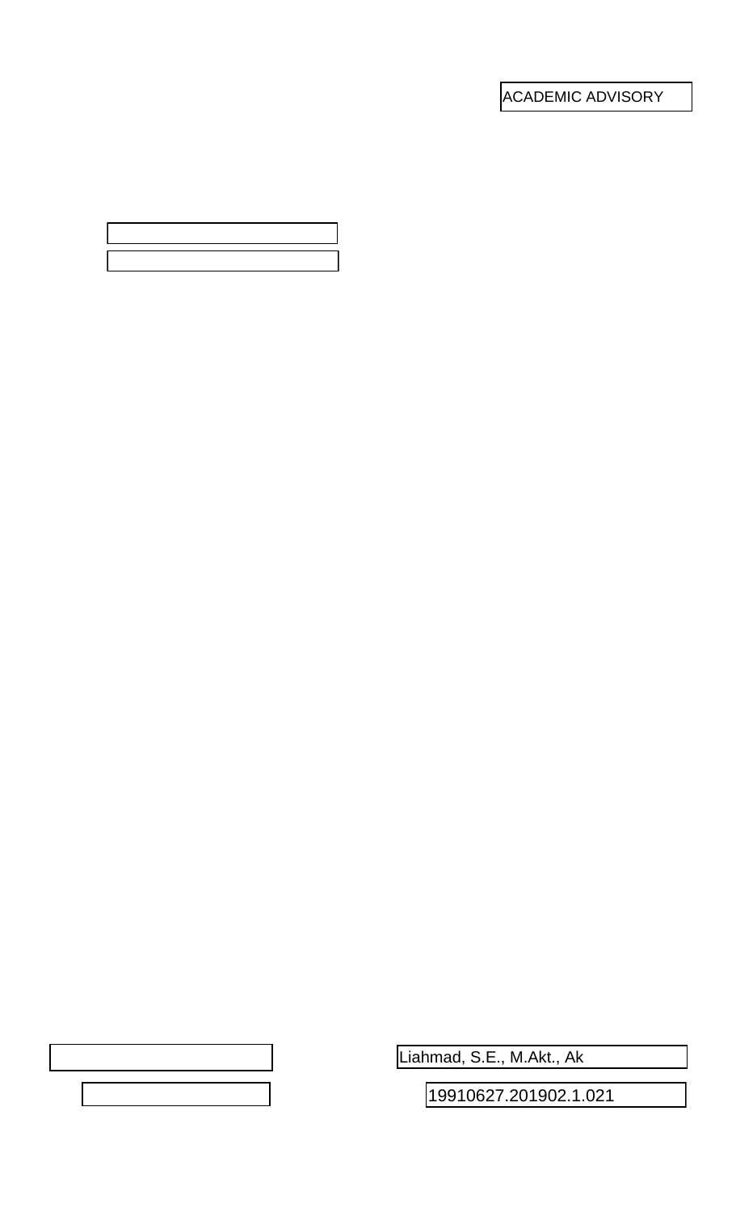ACADEMIC ADVISORY

Liahmad, S.E., M.Akt., Ak

19910627.201902.1.021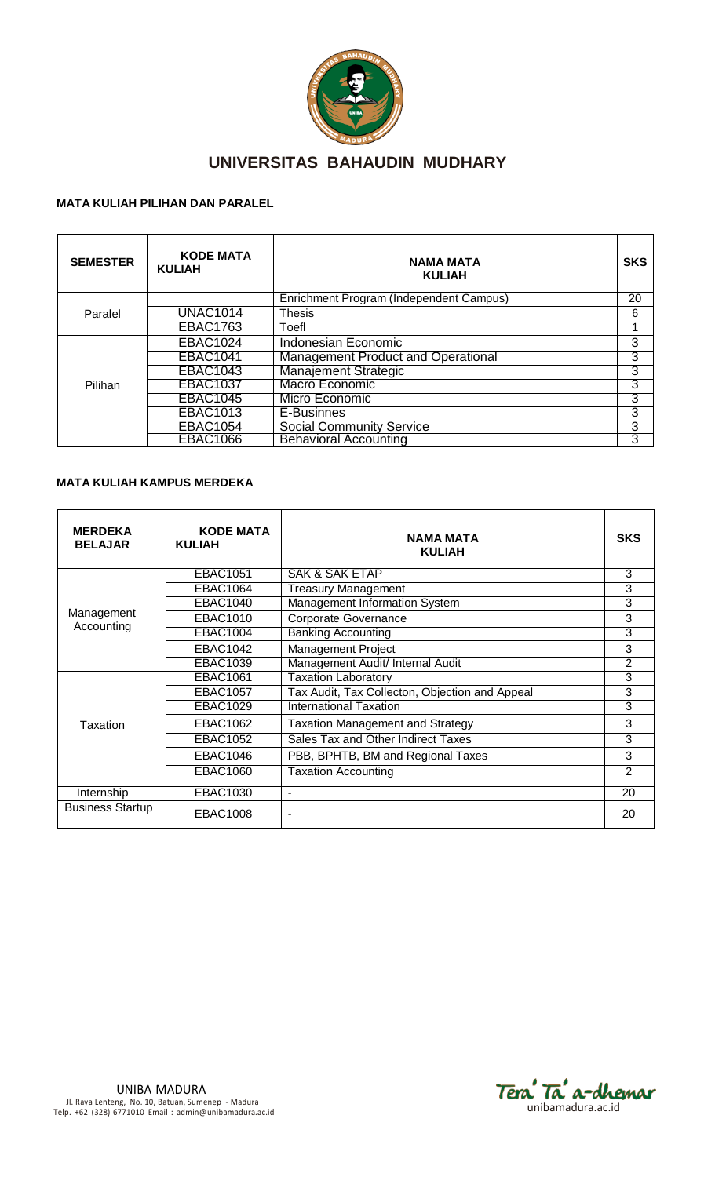# UNIVERSITAS BAHAUDIN MUDHARY

### MATA KULIAH PILIHAN DAN PARALEL

| SEMESTER | KODE MATA KULIAH | NAMA MATA KULIAH | SKS |
|---|---|---|---|
| Paralel | | Enrichment Program (Independent Campus) | 20 |
| | UNAC1014 | Thesis | 6 |
| | EBAC1763 | Toefl | 1 |
| Pilihan | EBAC1024 | Indonesian Economic | 3 |
| | EBAC1041 | Management Product and Operational | 3 |
| | EBAC1043 | Manajement Strategic | 3 |
| | EBAC1037 | Macro Economic | 3 |
| | EBAC1045 | Micro Economic | 3 |
| | EBAC1013 | E-Businnes | 3 |
| | EBAC1054 | Social Community Service | 3 |
| | EBAC1066 | Behavioral Accounting | 3 |

### MATA KULIAH KAMPUS MERDEKA

| MERDEKA BELAJAR | KODE MATA KULIAH | NAMA MATA KULIAH | SKS |
|---|---|---|---|
| Management Accounting | EBAC1051 | SAK & SAK ETAP | 3 |
| | EBAC1064 | Treasury Management | 3 |
| | EBAC1040 | Management Information System | 3 |
| | EBAC1010 | Corporate Governance | 3 |
| | EBAC1004 | Banking Accounting | 3 |
| | EBAC1042 | Management Project | 3 |
| | EBAC1039 | Management Audit/ Internal Audit | 2 |
| Taxation | EBAC1061 | Taxation Laboratory | 3 |
| | EBAC1057 | Tax Audit, Tax Collecton, Objection and Appeal | 3 |
| | EBAC1029 | International Taxation | 3 |
| | EBAC1062 | Taxation Management and Strategy | 3 |
| | EBAC1052 | Sales Tax and Other Indirect Taxes | 3 |
| | EBAC1046 | PBB, BPHTB, BM and Regional Taxes | 3 |
| | EBAC1060 | Taxation Accounting | 2 |
| Internship | EBAC1030 | - | 20 |
| Business Startup | EBAC1008 | - | 20 |

UNIBA MADURA
Jl. Raya Lenteng, No. 10, Batuan, Sumenep - Madura
Telp. +62 (328) 6771010 Email : admin@unibamadura.ac.id

Tera' Ta' a-dhemar
unibamadura.ac.id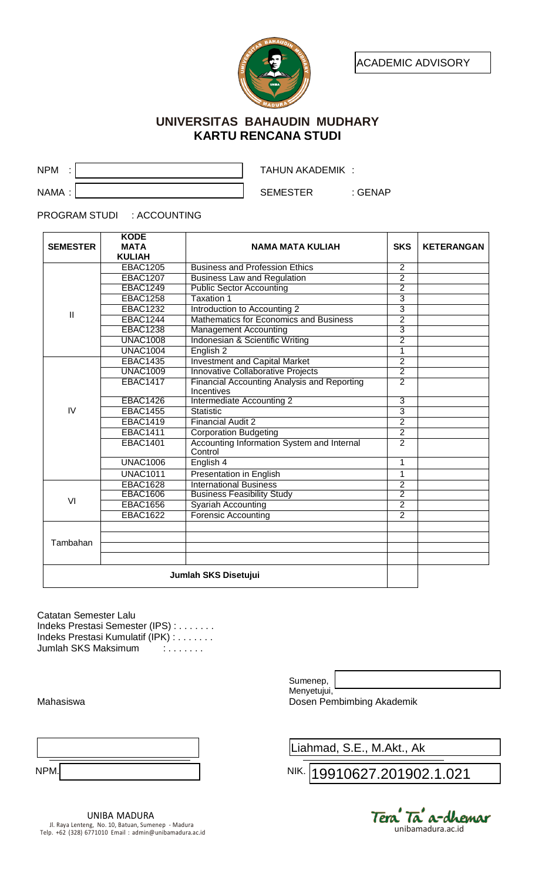ACADEMIC ADVISORY

## UNIVERSITAS BAHAUDIN MUDHARY
## KARTU RENCANA STUDI

NPM :

NAMA :

TAHUN AKADEMIK :

SEMESTER : GENAP

PROGRAM STUDI : ACCOUNTING

| SEMESTER | KODE MATA KULIAH | NAMA MATA KULIAH | SKS | KETERANGAN |
|---|---|---|---|---|
| II | EBAC1205 | Business and Profession Ethics | 2 | |
| | EBAC1207 | Business Law and Regulation | 2 | |
| | EBAC1249 | Public Sector Accounting | 2 | |
| | EBAC1258 | Taxation 1 | 3 | |
| | EBAC1232 | Introduction to Accounting 2 | 3 | |
| | EBAC1244 | Mathematics for Economics and Business | 2 | |
| | EBAC1238 | Management Accounting | 3 | |
| | UNAC1008 | Indonesian & Scientific Writing | 2 | |
| | UNAC1004 | English 2 | 1 | |
| IV | EBAC1435 | Investment and Capital Market | 2 | |
| | UNAC1009 | Innovative Collaborative Projects | 2 | |
| | EBAC1417 | Financial Accounting Analysis and Reporting Incentives | 2 | |
| | EBAC1426 | Intermediate Accounting 2 | 3 | |
| | EBAC1455 | Statistic | 3 | |
| | EBAC1419 | Financial Audit 2 | 2 | |
| | EBAC1411 | Corporation Budgeting | 2 | |
| | EBAC1401 | Accounting Information System and Internal Control | 2 | |
| | UNAC1006 | English 4 | 1 | |
| | UNAC1011 | Presentation in English | 1 | |
| VI | EBAC1628 | International Business | 2 | |
| | EBAC1606 | Business Feasibility Study | 2 | |
| | EBAC1656 | Syariah Accounting | 2 | |
| | EBAC1622 | Forensic Accounting | 2 | |
| Tambahan | | | | |
| | | | | |
| | | | | |
| | | | | |
| **Jumlah SKS Disetujui** | | | | |

Catatan Semester Lalu

Indeks Prestasi Semester (IPS) : . . . . . . .

Indeks Prestasi Kumulatif (IPK) : . . . . . . .

Jumlah SKS Maksimum : . . . . . . .

Sumenep,

Menyetujui,

Mahasiswa

Dosen Pembimbing Akademik

NPM.

Liahmad, S.E., M.Akt., Ak

NIK. 19910627.201902.1.021

UNIBA MADURA
Jl. Raya Lenteng, No. 10, Batuan, Sumenep - Madura
Telp. +62 (328) 6771010 Email : admin@unibamadura.ac.id

Tera' Ta' a-dhemar
unibamadura.ac.id